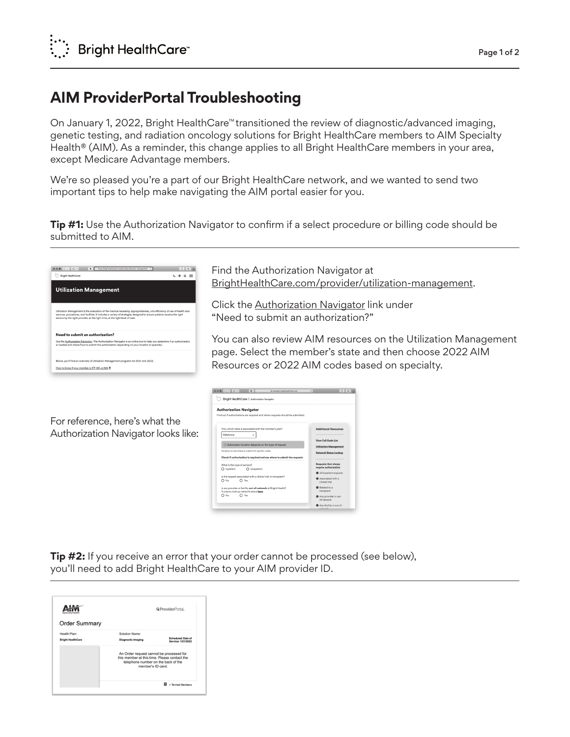# AIM ProviderPortal Troubleshooting

On January 1, 2022, Bright HealthCare™ transitioned the review of diagnostic/advanced imaging, genetic testing, and radiation oncology solutions for Bright HealthCare members to AIM Specialty Health® (AIM). As a reminder, this change applies to all Bright HealthCare members in your area, except Medicare Advantage members.

We're so pleased you're a part of our Bright HealthCare network, and we wanted to send two important tips to help make navigating the AIM portal easier for you.

**Tip #1:** Use the Authorization Navigator to confirm if a select procedure or billing code should be submitted to AIM.

Find the Authorization Navigator at BrightHealthCare.com/provider/utilization-management.

Click the Authorization Navigator link under "Need to submit an authorization?"

You can also review AIM resources on the Utilization Management page. Select the member's state and then choose 2022 AIM Resources or 2022 AIM codes based on specialty.

For reference, here's what the Authorization Navigator looks like:

**Tip #2:** If you receive an error that your order cannot be processed (see below), you'll need to add Bright HealthCare to your AIM provider ID.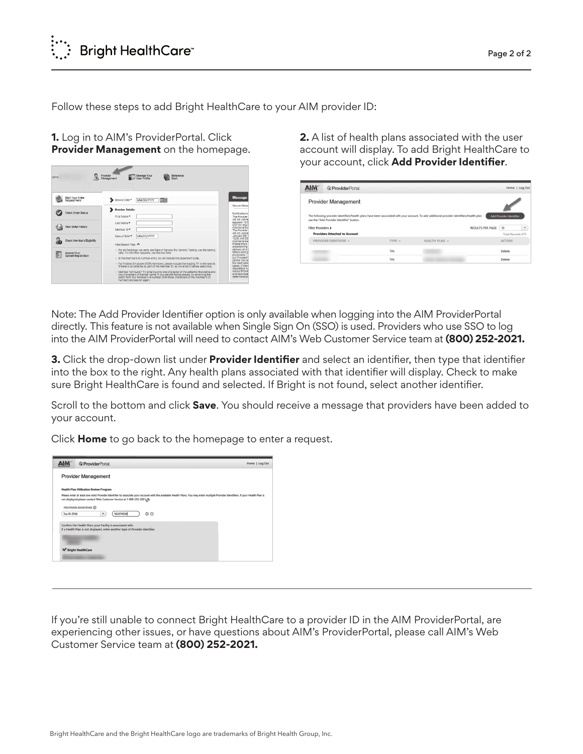Follow these steps to add Bright HealthCare to your AIM provider ID:

**1.** Log in to AIM's ProviderPortal. Click **Provider Management** on the homepage.

**2.** A list of health plans associated with the user account will display. To add Bright HealthCare to your account, click **Add Provider Identifier**.

Note: The Add Provider Identifier option is only available when logging into the AIM ProviderPortal directly. This feature is not available when Single Sign On (SSO) is used. Providers who use SSO to log into the AIM ProviderPortal will need to contact AIM's Web Customer Service team at **(800) 252-2021.**

**3.** Click the drop-down list under **Provider Identifier** and select an identifier, then type that identifier into the box to the right. Any health plans associated with that identifier will display. Check to make sure Bright HealthCare is found and selected. If Bright is not found, select another identifier.

Scroll to the bottom and click **Save**. You should receive a message that providers have been added to your account.

Click **Home** to go back to the homepage to enter a request.

---

If you're still unable to connect Bright HealthCare to a provider ID in the AIM ProviderPortal, are experiencing other issues, or have questions about AIM's ProviderPortal, please call AIM's Web Customer Service team at **(800) 252-2021.**

Bright HealthCare and the Bright HealthCare logo are trademarks of Bright Health Group, Inc.